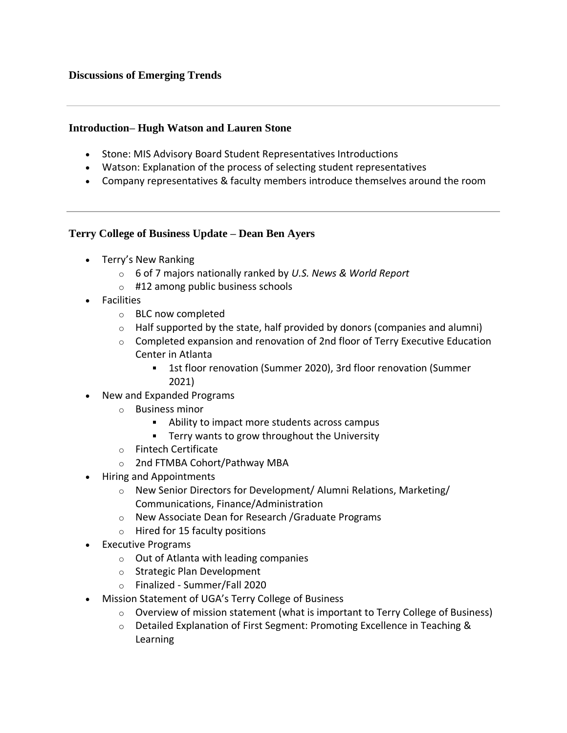### Discussions of Emerging Trends

---

### Introduction– Hugh Watson and Lauren Stone

- Stone: MIS Advisory Board Student Representatives Introductions
- Watson: Explanation of the process of selecting student representatives
- Company representatives & faculty members introduce themselves around the room

---

### Terry College of Business Update – Dean Ben Ayers

- Terry's New Ranking
  - 6 of 7 majors nationally ranked by *U.S. News & World Report*
  - #12 among public business schools
- Facilities
  - BLC now completed
  - Half supported by the state, half provided by donors (companies and alumni)
  - Completed expansion and renovation of 2nd floor of Terry Executive Education Center in Atlanta
    - 1st floor renovation (Summer 2020), 3rd floor renovation (Summer 2021)
- New and Expanded Programs
  - Business minor
    - Ability to impact more students across campus
    - Terry wants to grow throughout the University
  - Fintech Certificate
  - 2nd FTMBA Cohort/Pathway MBA
- Hiring and Appointments
  - New Senior Directors for Development/ Alumni Relations, Marketing/ Communications, Finance/Administration
  - New Associate Dean for Research /Graduate Programs
  - Hired for 15 faculty positions
- Executive Programs
  - Out of Atlanta with leading companies
  - Strategic Plan Development
  - Finalized - Summer/Fall 2020
- Mission Statement of UGA's Terry College of Business
  - Overview of mission statement (what is important to Terry College of Business)
  - Detailed Explanation of First Segment: Promoting Excellence in Teaching & Learning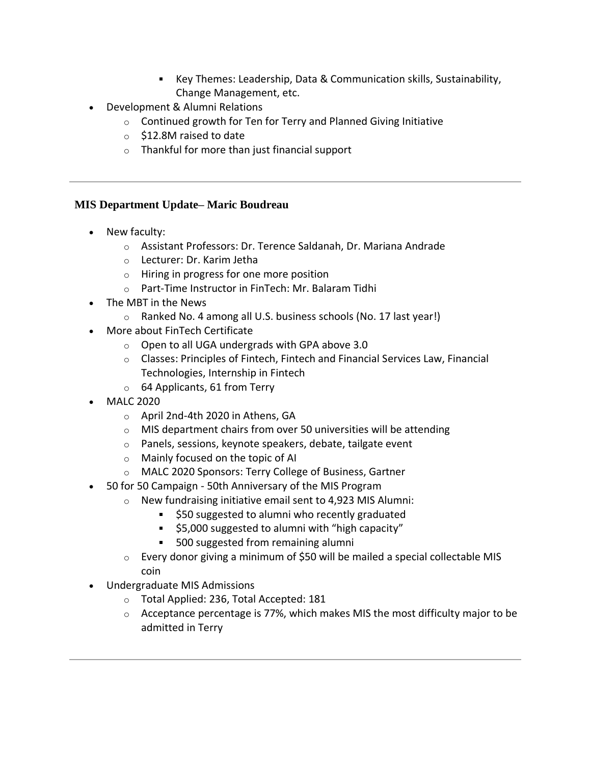- Key Themes: Leadership, Data & Communication skills, Sustainability, Change Management, etc.
- Development & Alumni Relations
    - Continued growth for Ten for Terry and Planned Giving Initiative
    - $12.8M raised to date
    - Thankful for more than just financial support

---

### MIS Department Update– Maric Boudreau

- New faculty:
    - Assistant Professors: Dr. Terence Saldanah, Dr. Mariana Andrade
    - Lecturer: Dr. Karim Jetha
    - Hiring in progress for one more position
    - Part-Time Instructor in FinTech: Mr. Balaram Tidhi
- The MBT in the News
    - Ranked No. 4 among all U.S. business schools (No. 17 last year!)
- More about FinTech Certificate
    - Open to all UGA undergrads with GPA above 3.0
    - Classes: Principles of Fintech, Fintech and Financial Services Law, Financial Technologies, Internship in Fintech
    - 64 Applicants, 61 from Terry
- MALC 2020
    - April 2nd-4th 2020 in Athens, GA
    - MIS department chairs from over 50 universities will be attending
    - Panels, sessions, keynote speakers, debate, tailgate event
    - Mainly focused on the topic of AI
    - MALC 2020 Sponsors: Terry College of Business, Gartner
- 50 for 50 Campaign - 50th Anniversary of the MIS Program
    - New fundraising initiative email sent to 4,923 MIS Alumni:
        - $50 suggested to alumni who recently graduated
        - $5,000 suggested to alumni with "high capacity"
        - 500 suggested from remaining alumni
    - Every donor giving a minimum of $50 will be mailed a special collectable MIS coin
- Undergraduate MIS Admissions
    - Total Applied: 236, Total Accepted: 181
    - Acceptance percentage is 77%, which makes MIS the most difficulty major to be admitted in Terry

---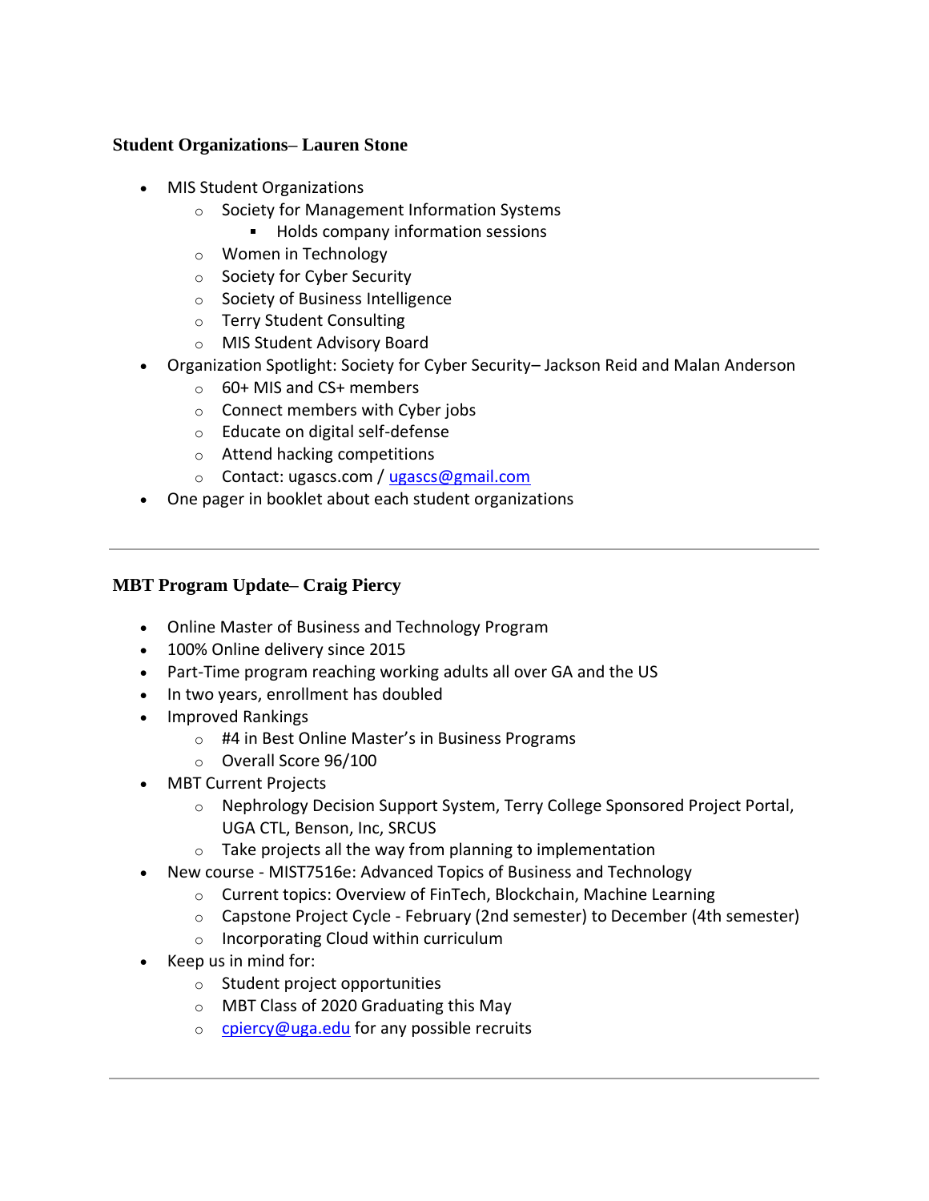### Student Organizations– Lauren Stone

- MIS Student Organizations
  - Society for Management Information Systems
    - Holds company information sessions
  - Women in Technology
  - Society for Cyber Security
  - Society of Business Intelligence
  - Terry Student Consulting
  - MIS Student Advisory Board
- Organization Spotlight: Society for Cyber Security– Jackson Reid and Malan Anderson
  - 60+ MIS and CS+ members
  - Connect members with Cyber jobs
  - Educate on digital self-defense
  - Attend hacking competitions
  - Contact: ugascs.com / ugascs@gmail.com
- One pager in booklet about each student organizations

---

### MBT Program Update– Craig Piercy

- Online Master of Business and Technology Program
- 100% Online delivery since 2015
- Part-Time program reaching working adults all over GA and the US
- In two years, enrollment has doubled
- Improved Rankings
  - #4 in Best Online Master's in Business Programs
  - Overall Score 96/100
- MBT Current Projects
  - Nephrology Decision Support System, Terry College Sponsored Project Portal, UGA CTL, Benson, Inc, SRCUS
  - Take projects all the way from planning to implementation
- New course - MIST7516e: Advanced Topics of Business and Technology
  - Current topics: Overview of FinTech, Blockchain, Machine Learning
  - Capstone Project Cycle - February (2nd semester) to December (4th semester)
  - Incorporating Cloud within curriculum
- Keep us in mind for:
  - Student project opportunities
  - MBT Class of 2020 Graduating this May
  - cpiercy@uga.edu for any possible recruits

---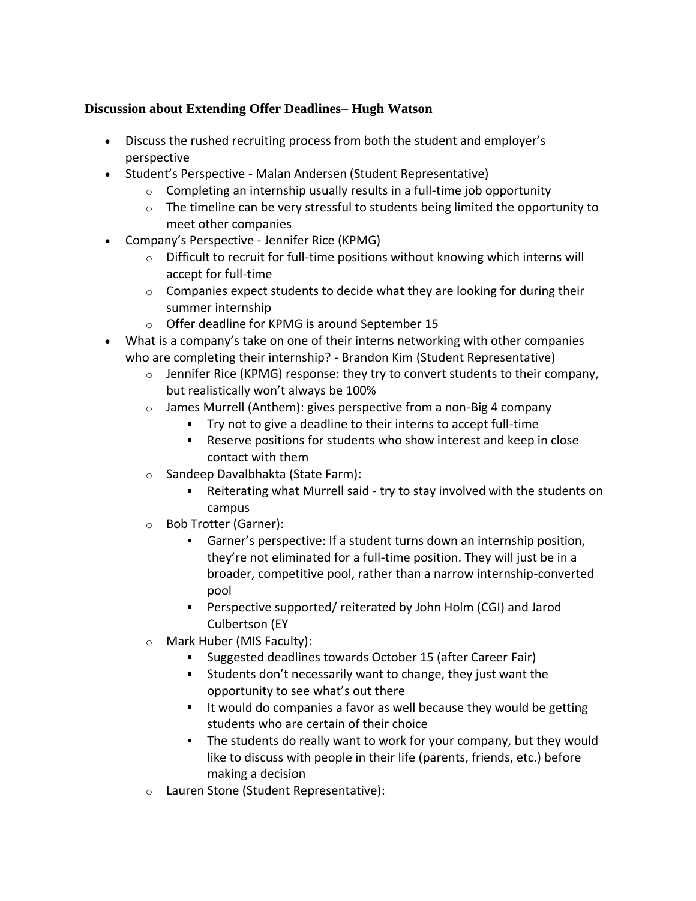### **Discussion about Extending Offer Deadlines– Hugh Watson**

- Discuss the rushed recruiting process from both the student and employer's perspective
- Student's Perspective - Malan Andersen (Student Representative)
  - Completing an internship usually results in a full-time job opportunity
  - The timeline can be very stressful to students being limited the opportunity to meet other companies
- Company's Perspective - Jennifer Rice (KPMG)
  - Difficult to recruit for full-time positions without knowing which interns will accept for full-time
  - Companies expect students to decide what they are looking for during their summer internship
  - Offer deadline for KPMG is around September 15
- What is a company's take on one of their interns networking with other companies who are completing their internship? - Brandon Kim (Student Representative)
  - Jennifer Rice (KPMG) response: they try to convert students to their company, but realistically won't always be 100%
  - James Murrell (Anthem): gives perspective from a non-Big 4 company
    - Try not to give a deadline to their interns to accept full-time
    - Reserve positions for students who show interest and keep in close contact with them
  - Sandeep Davalbhakta (State Farm):
    - Reiterating what Murrell said - try to stay involved with the students on campus
  - Bob Trotter (Garner):
    - Garner's perspective: If a student turns down an internship position, they're not eliminated for a full-time position. They will just be in a broader, competitive pool, rather than a narrow internship-converted pool
    - Perspective supported/ reiterated by John Holm (CGI) and Jarod Culbertson (EY
  - Mark Huber (MIS Faculty):
    - Suggested deadlines towards October 15 (after Career Fair)
    - Students don't necessarily want to change, they just want the opportunity to see what's out there
    - It would do companies a favor as well because they would be getting students who are certain of their choice
    - The students do really want to work for your company, but they would like to discuss with people in their life (parents, friends, etc.) before making a decision
  - Lauren Stone (Student Representative):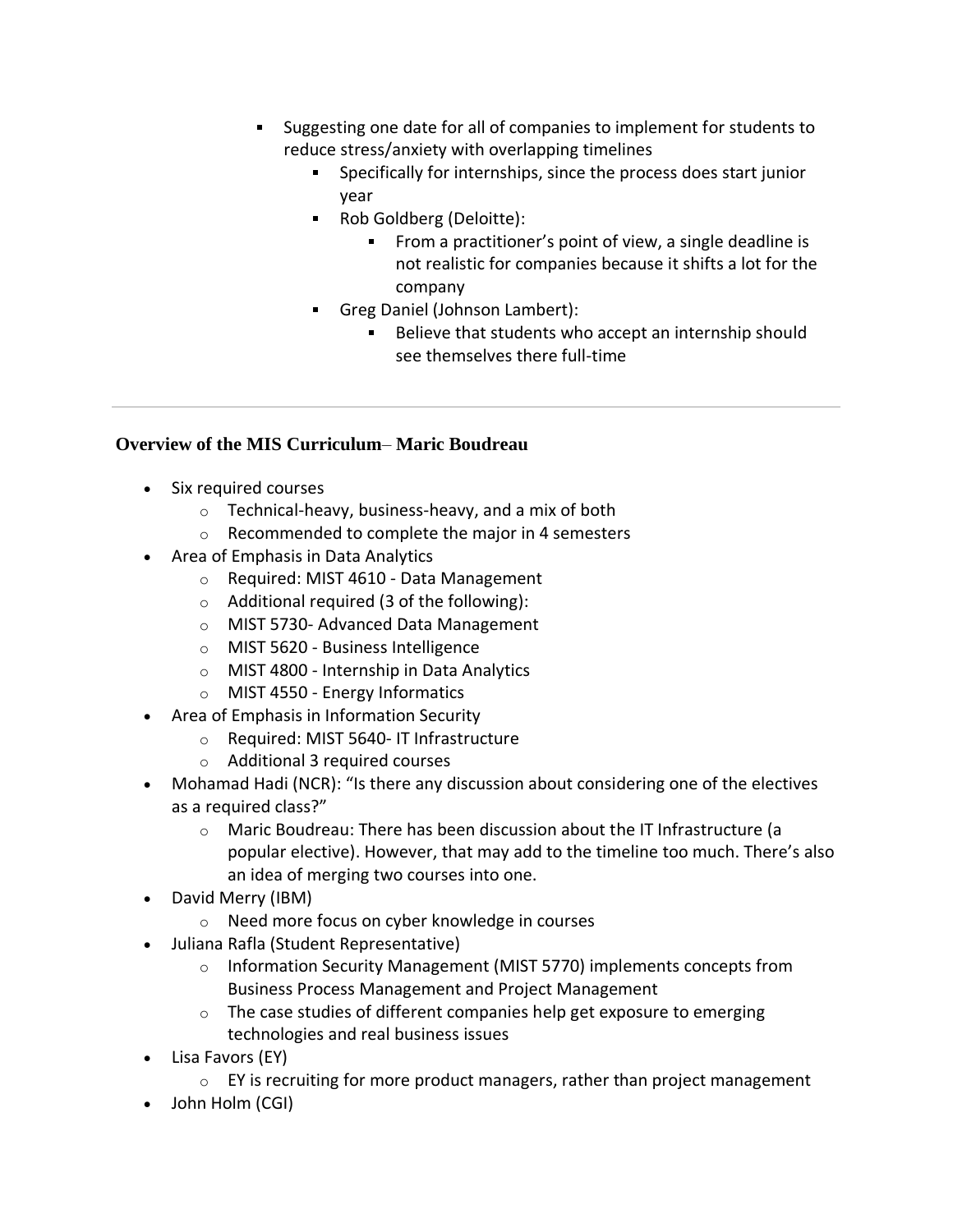- Suggesting one date for all of companies to implement for students to reduce stress/anxiety with overlapping timelines
            - Specifically for internships, since the process does start junior year
            - Rob Goldberg (Deloitte):
                - From a practitioner's point of view, a single deadline is not realistic for companies because it shifts a lot for the company
            - Greg Daniel (Johnson Lambert):
                - Believe that students who accept an internship should see themselves there full-time

---

**Overview of the MIS Curriculum– Maric Boudreau**

- Six required courses
    - Technical-heavy, business-heavy, and a mix of both
    - Recommended to complete the major in 4 semesters
- Area of Emphasis in Data Analytics
    - Required: MIST 4610 - Data Management
    - Additional required (3 of the following):
    - MIST 5730- Advanced Data Management
    - MIST 5620 - Business Intelligence
    - MIST 4800 - Internship in Data Analytics
    - MIST 4550 - Energy Informatics
- Area of Emphasis in Information Security
    - Required: MIST 5640- IT Infrastructure
    - Additional 3 required courses
- Mohamad Hadi (NCR): "Is there any discussion about considering one of the electives as a required class?"
    - Maric Boudreau: There has been discussion about the IT Infrastructure (a popular elective). However, that may add to the timeline too much. There's also an idea of merging two courses into one.
- David Merry (IBM)
    - Need more focus on cyber knowledge in courses
- Juliana Rafla (Student Representative)
    - Information Security Management (MIST 5770) implements concepts from Business Process Management and Project Management
    - The case studies of different companies help get exposure to emerging technologies and real business issues
- Lisa Favors (EY)
    - EY is recruiting for more product managers, rather than project management
- John Holm (CGI)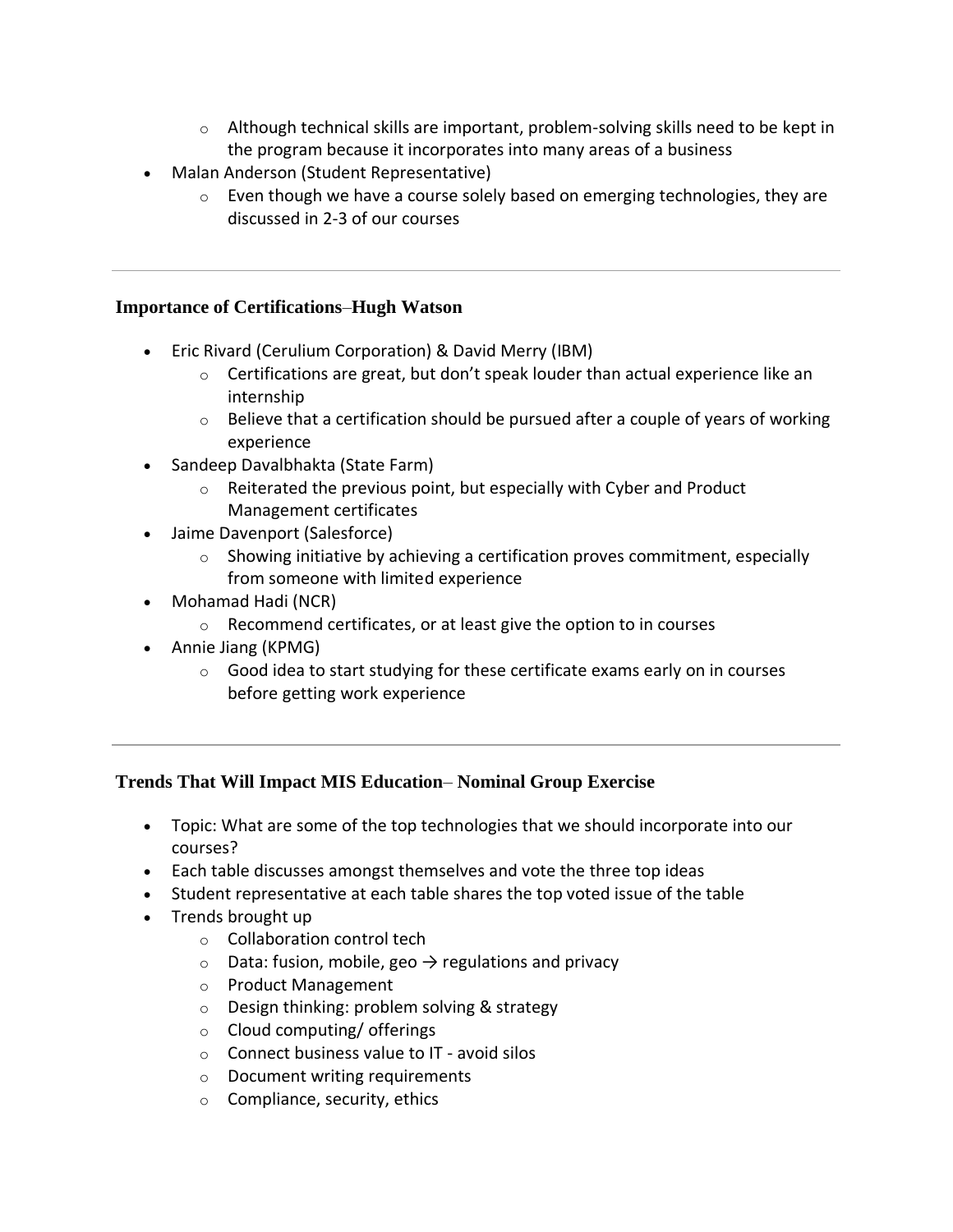- Although technical skills are important, problem-solving skills need to be kept in the program because it incorporates into many areas of a business
- Malan Anderson (Student Representative)
    - Even though we have a course solely based on emerging technologies, they are discussed in 2-3 of our courses

---

### **Importance of Certifications–Hugh Watson**

- Eric Rivard (Cerulium Corporation) & David Merry (IBM)
    - Certifications are great, but don't speak louder than actual experience like an internship
    - Believe that a certification should be pursued after a couple of years of working experience
- Sandeep Davalbhakta (State Farm)
    - Reiterated the previous point, but especially with Cyber and Product Management certificates
- Jaime Davenport (Salesforce)
    - Showing initiative by achieving a certification proves commitment, especially from someone with limited experience
- Mohamad Hadi (NCR)
    - Recommend certificates, or at least give the option to in courses
- Annie Jiang (KPMG)
    - Good idea to start studying for these certificate exams early on in courses before getting work experience

---

### **Trends That Will Impact MIS Education– Nominal Group Exercise**

- Topic: What are some of the top technologies that we should incorporate into our courses?
- Each table discusses amongst themselves and vote the three top ideas
- Student representative at each table shares the top voted issue of the table
- Trends brought up
    - Collaboration control tech
    - Data: fusion, mobile, geo → regulations and privacy
    - Product Management
    - Design thinking: problem solving & strategy
    - Cloud computing/ offerings
    - Connect business value to IT - avoid silos
    - Document writing requirements
    - Compliance, security, ethics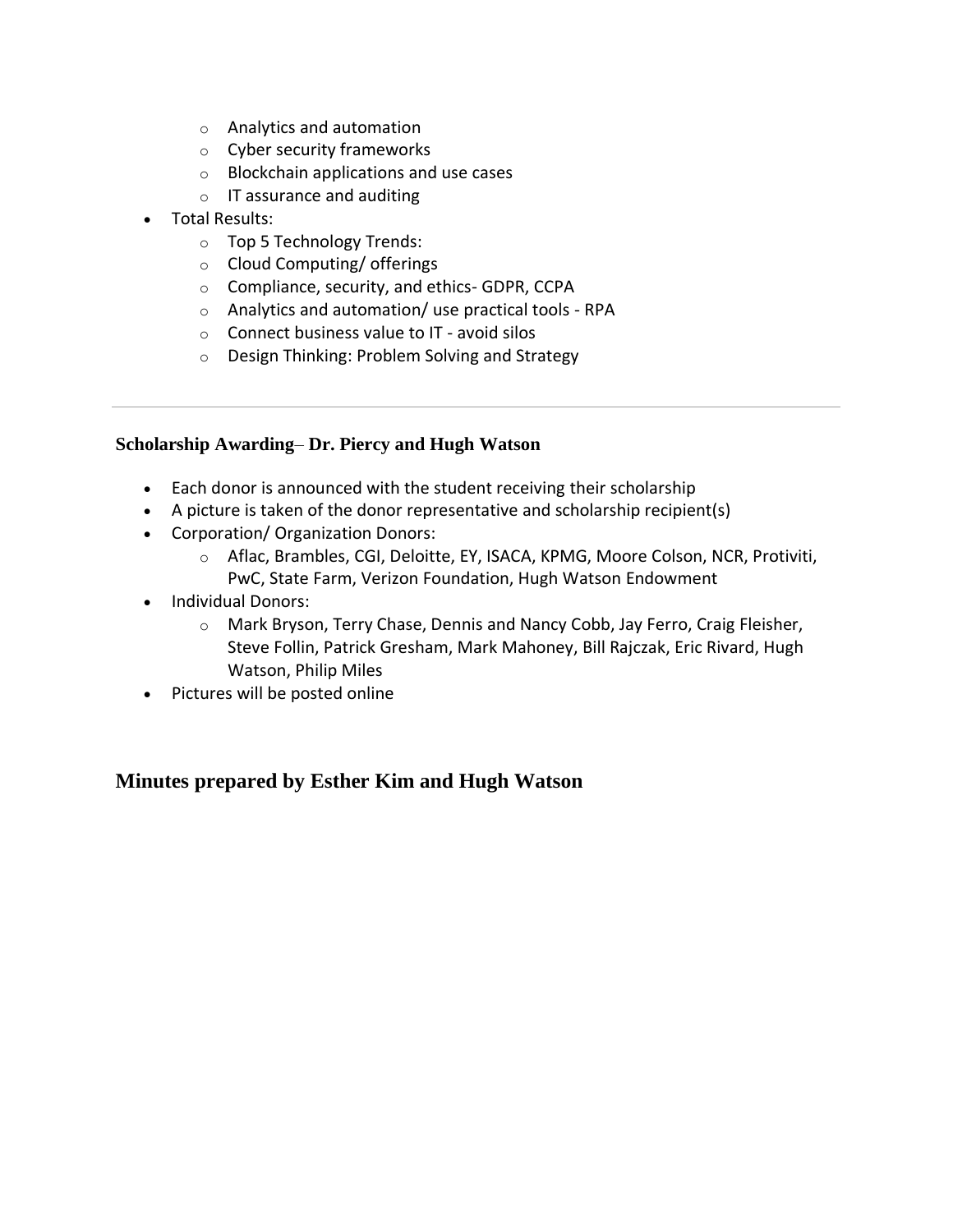- Analytics and automation
  - Cyber security frameworks
  - Blockchain applications and use cases
  - IT assurance and auditing
- Total Results:
  - Top 5 Technology Trends:
  - Cloud Computing/ offerings
  - Compliance, security, and ethics- GDPR, CCPA
  - Analytics and automation/ use practical tools - RPA
  - Connect business value to IT - avoid silos
  - Design Thinking: Problem Solving and Strategy

---

**Scholarship Awarding– Dr. Piercy and Hugh Watson**

- Each donor is announced with the student receiving their scholarship
- A picture is taken of the donor representative and scholarship recipient(s)
- Corporation/ Organization Donors:
  - Aflac, Brambles, CGI, Deloitte, EY, ISACA, KPMG, Moore Colson, NCR, Protiviti, PwC, State Farm, Verizon Foundation, Hugh Watson Endowment
- Individual Donors:
  - Mark Bryson, Terry Chase, Dennis and Nancy Cobb, Jay Ferro, Craig Fleisher, Steve Follin, Patrick Gresham, Mark Mahoney, Bill Rajczak, Eric Rivard, Hugh Watson, Philip Miles
- Pictures will be posted online

## Minutes prepared by Esther Kim and Hugh Watson